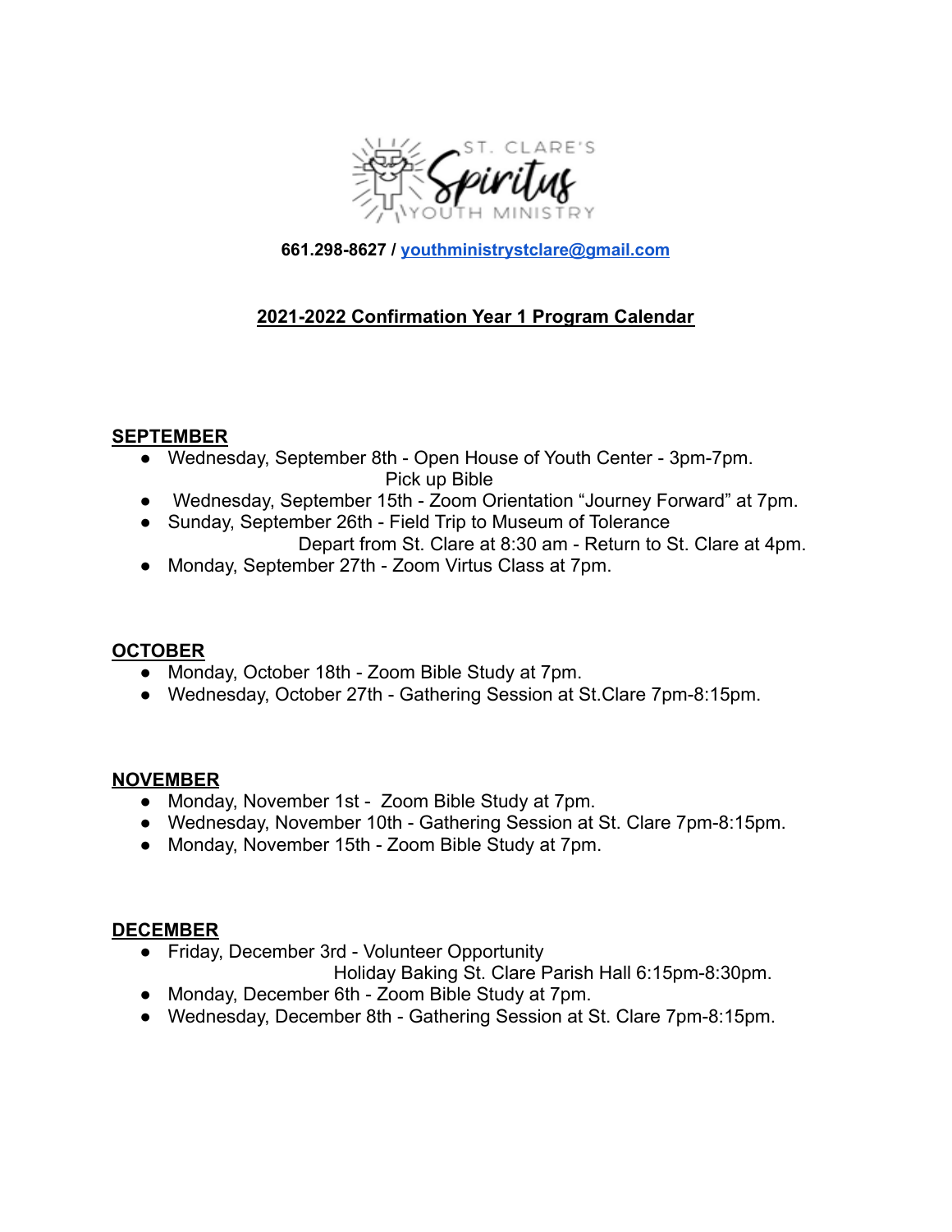ST. CLARE'S Spiritus YOUTH MINISTRY

**661.298-8627 / [youthministrystclare@gmail.com](mailto:youthministrystclare@gmail.com)**

## 2021-2022 Confirmation Year 1 Program Calendar

### SEPTEMBER

- Wednesday, September 8th - Open House of Youth Center - 3pm-7pm.
  Pick up Bible
- Wednesday, September 15th - Zoom Orientation "Journey Forward" at 7pm.
- Sunday, September 26th - Field Trip to Museum of Tolerance
  Depart from St. Clare at 8:30 am - Return to St. Clare at 4pm.
- Monday, September 27th - Zoom Virtus Class at 7pm.

### OCTOBER

- Monday, October 18th - Zoom Bible Study at 7pm.
- Wednesday, October 27th - Gathering Session at St.Clare 7pm-8:15pm.

### NOVEMBER

- Monday, November 1st - Zoom Bible Study at 7pm.
- Wednesday, November 10th - Gathering Session at St. Clare 7pm-8:15pm.
- Monday, November 15th - Zoom Bible Study at 7pm.

### DECEMBER

- Friday, December 3rd - Volunteer Opportunity
  Holiday Baking St. Clare Parish Hall 6:15pm-8:30pm.
- Monday, December 6th - Zoom Bible Study at 7pm.
- Wednesday, December 8th - Gathering Session at St. Clare 7pm-8:15pm.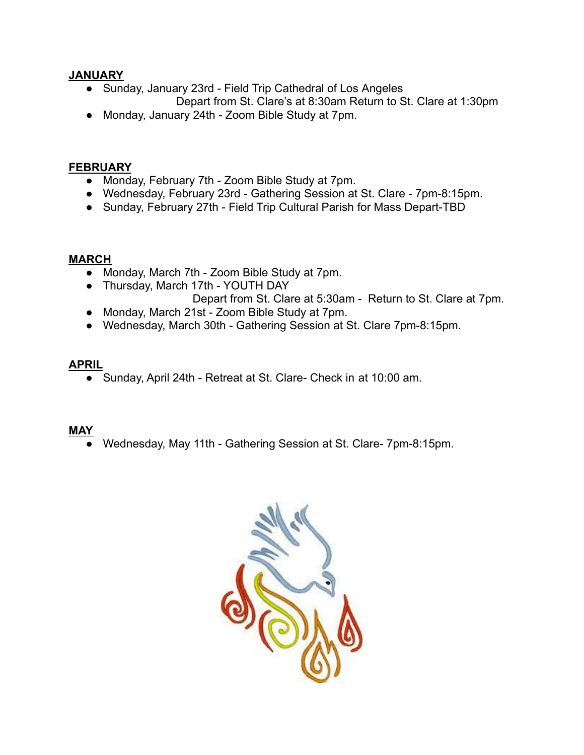**JANUARY**

- Sunday, January 23rd - Field Trip Cathedral of Los Angeles
  Depart from St. Clare's at 8:30am Return to St. Clare at 1:30pm
- Monday, January 24th - Zoom Bible Study at 7pm.

**FEBRUARY**

- Monday, February 7th - Zoom Bible Study at 7pm.
- Wednesday, February 23rd - Gathering Session at St. Clare - 7pm-8:15pm.
- Sunday, February 27th - Field Trip Cultural Parish for Mass Depart-TBD

**MARCH**

- Monday, March 7th - Zoom Bible Study at 7pm.
- Thursday, March 17th - YOUTH DAY
  Depart from St. Clare at 5:30am - Return to St. Clare at 7pm.
- Monday, March 21st - Zoom Bible Study at 7pm.
- Wednesday, March 30th - Gathering Session at St. Clare 7pm-8:15pm.

**APRIL**

- Sunday, April 24th - Retreat at St. Clare- Check in at 10:00 am.

**MAY**

- Wednesday, May 11th - Gathering Session at St. Clare- 7pm-8:15pm.